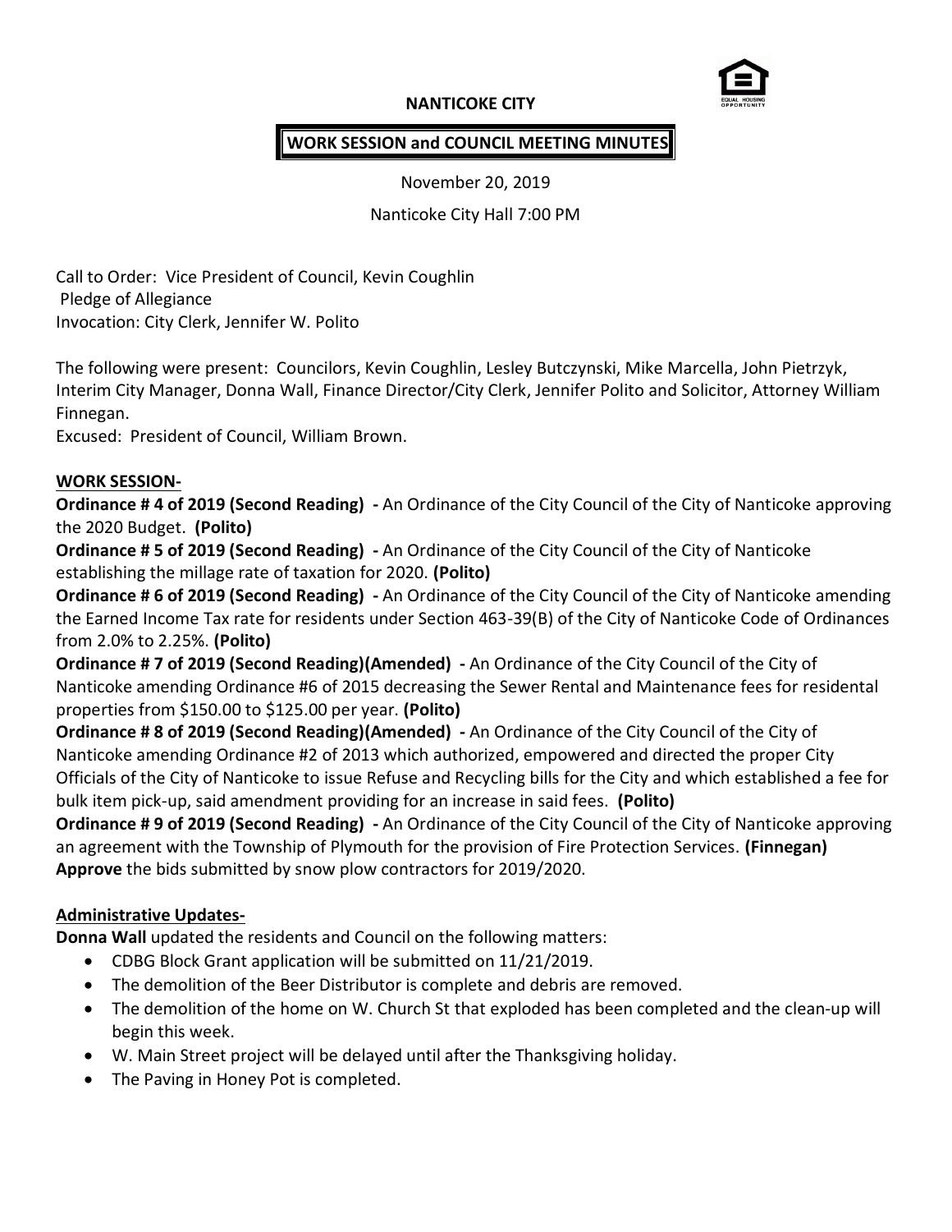# NANTICOKE CITY

## WORK SESSION and COUNCIL MEETING MINUTES

November 20, 2019

Nanticoke City Hall 7:00 PM

Call to Order: Vice President of Council, Kevin Coughlin
Pledge of Allegiance
Invocation: City Clerk, Jennifer W. Polito

The following were present: Councilors, Kevin Coughlin, Lesley Butczynski, Mike Marcella, John Pietrzyk, Interim City Manager, Donna Wall, Finance Director/City Clerk, Jennifer Polito and Solicitor, Attorney William Finnegan.
Excused: President of Council, William Brown.

### WORK SESSION-

**Ordinance # 4 of 2019 (Second Reading) -** An Ordinance of the City Council of the City of Nanticoke approving the 2020 Budget. **(Polito)**

**Ordinance # 5 of 2019 (Second Reading) -** An Ordinance of the City Council of the City of Nanticoke establishing the millage rate of taxation for 2020. **(Polito)**

**Ordinance # 6 of 2019 (Second Reading) -** An Ordinance of the City Council of the City of Nanticoke amending the Earned Income Tax rate for residents under Section 463-39(B) of the City of Nanticoke Code of Ordinances from 2.0% to 2.25%. **(Polito)**

**Ordinance # 7 of 2019 (Second Reading)(Amended) -** An Ordinance of the City Council of the City of Nanticoke amending Ordinance #6 of 2015 decreasing the Sewer Rental and Maintenance fees for residental properties from $150.00 to $125.00 per year. **(Polito)**

**Ordinance # 8 of 2019 (Second Reading)(Amended) -** An Ordinance of the City Council of the City of Nanticoke amending Ordinance #2 of 2013 which authorized, empowered and directed the proper City Officials of the City of Nanticoke to issue Refuse and Recycling bills for the City and which established a fee for bulk item pick-up, said amendment providing for an increase in said fees. **(Polito)**

**Ordinance # 9 of 2019 (Second Reading) -** An Ordinance of the City Council of the City of Nanticoke approving an agreement with the Township of Plymouth for the provision of Fire Protection Services. **(Finnegan)**

**Approve** the bids submitted by snow plow contractors for 2019/2020.

### Administrative Updates-

**Donna Wall** updated the residents and Council on the following matters:

- CDBG Block Grant application will be submitted on 11/21/2019.
- The demolition of the Beer Distributor is complete and debris are removed.
- The demolition of the home on W. Church St that exploded has been completed and the clean-up will begin this week.
- W. Main Street project will be delayed until after the Thanksgiving holiday.
- The Paving in Honey Pot is completed.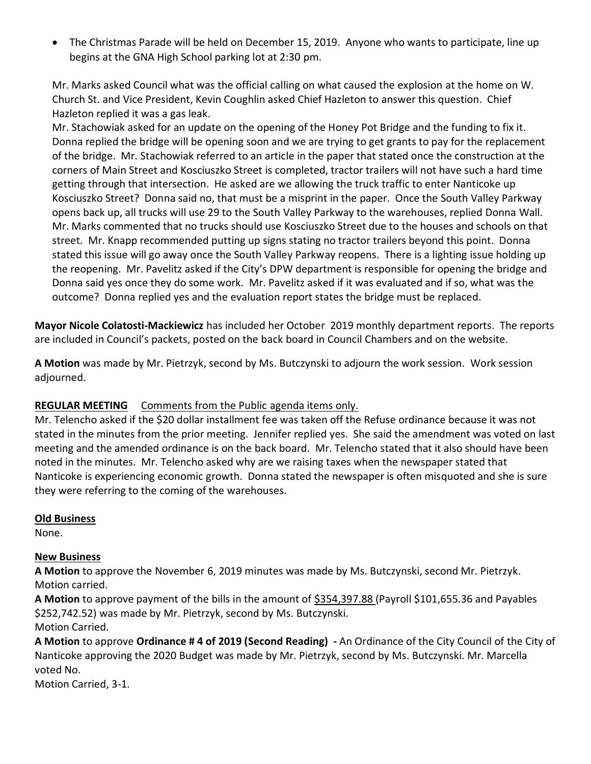- The Christmas Parade will be held on December 15, 2019. Anyone who wants to participate, line up begins at the GNA High School parking lot at 2:30 pm.

Mr. Marks asked Council what was the official calling on what caused the explosion at the home on W. Church St. and Vice President, Kevin Coughlin asked Chief Hazleton to answer this question. Chief Hazleton replied it was a gas leak.
Mr. Stachowiak asked for an update on the opening of the Honey Pot Bridge and the funding to fix it. Donna replied the bridge will be opening soon and we are trying to get grants to pay for the replacement of the bridge. Mr. Stachowiak referred to an article in the paper that stated once the construction at the corners of Main Street and Kosciuszko Street is completed, tractor trailers will not have such a hard time getting through that intersection. He asked are we allowing the truck traffic to enter Nanticoke up Kosciuszko Street? Donna said no, that must be a misprint in the paper. Once the South Valley Parkway opens back up, all trucks will use 29 to the South Valley Parkway to the warehouses, replied Donna Wall. Mr. Marks commented that no trucks should use Kosciuszko Street due to the houses and schools on that street. Mr. Knapp recommended putting up signs stating no tractor trailers beyond this point. Donna stated this issue will go away once the South Valley Parkway reopens. There is a lighting issue holding up the reopening. Mr. Pavelitz asked if the City's DPW department is responsible for opening the bridge and Donna said yes once they do some work. Mr. Pavelitz asked if it was evaluated and if so, what was the outcome? Donna replied yes and the evaluation report states the bridge must be replaced.

**Mayor Nicole Colatosti-Mackiewicz** has included her October 2019 monthly department reports. The reports are included in Council's packets, posted on the back board in Council Chambers and on the website.

**A Motion** was made by Mr. Pietrzyk, second by Ms. Butczynski to adjourn the work session. Work session adjourned.

**<u>REGULAR MEETING</u>** <u>Comments from the Public agenda items only.</u>
Mr. Telencho asked if the $20 dollar installment fee was taken off the Refuse ordinance because it was not stated in the minutes from the prior meeting. Jennifer replied yes. She said the amendment was voted on last meeting and the amended ordinance is on the back board. Mr. Telencho stated that it also should have been noted in the minutes. Mr. Telencho asked why are we raising taxes when the newspaper stated that Nanticoke is experiencing economic growth. Donna stated the newspaper is often misquoted and she is sure they were referring to the coming of the warehouses.

**<u>Old Business</u>**
None.

**<u>New Business</u>**
**A Motion** to approve the November 6, 2019 minutes was made by Ms. Butczynski, second Mr. Pietrzyk. Motion carried.
**A Motion** to approve payment of the bills in the amount of <u>$354,397.88</u> (Payroll $101,655.36 and Payables $252,742.52) was made by Mr. Pietrzyk, second by Ms. Butczynski.
Motion Carried.
**A Motion** to approve **Ordinance # 4 of 2019 (Second Reading) -** An Ordinance of the City Council of the City of Nanticoke approving the 2020 Budget was made by Mr. Pietrzyk, second by Ms. Butczynski. Mr. Marcella voted No.
Motion Carried, 3-1.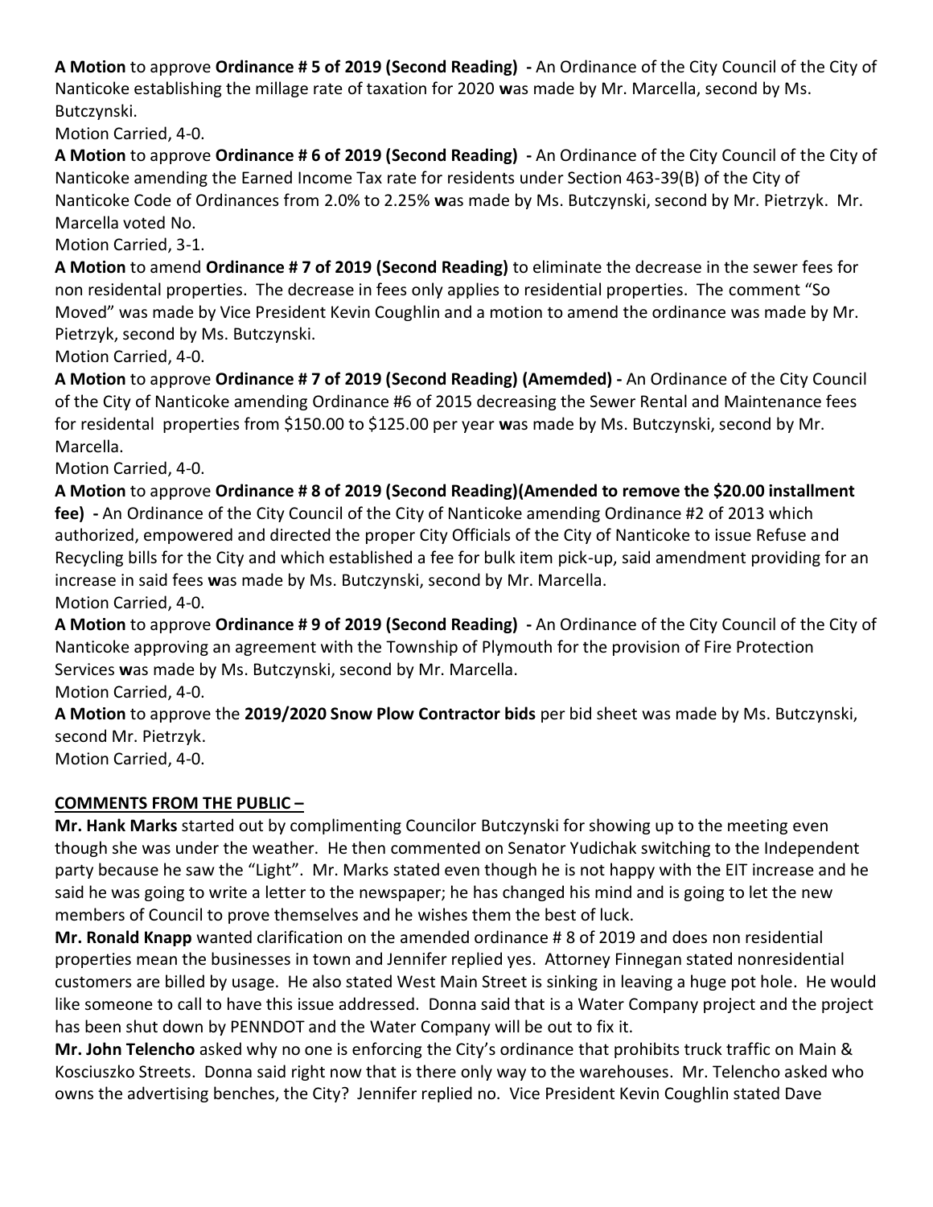**A Motion** to approve **Ordinance # 5 of 2019 (Second Reading) -** An Ordinance of the City Council of the City of Nanticoke establishing the millage rate of taxation for 2020 **w**as made by Mr. Marcella, second by Ms. Butczynski.

Motion Carried, 4-0.

**A Motion** to approve **Ordinance # 6 of 2019 (Second Reading) -** An Ordinance of the City Council of the City of Nanticoke amending the Earned Income Tax rate for residents under Section 463-39(B) of the City of Nanticoke Code of Ordinances from 2.0% to 2.25% **w**as made by Ms. Butczynski, second by Mr. Pietrzyk. Mr. Marcella voted No.

Motion Carried, 3-1.

**A Motion** to amend **Ordinance # 7 of 2019 (Second Reading)** to eliminate the decrease in the sewer fees for non residental properties. The decrease in fees only applies to residential properties. The comment "So Moved" was made by Vice President Kevin Coughlin and a motion to amend the ordinance was made by Mr. Pietrzyk, second by Ms. Butczynski.

Motion Carried, 4-0.

**A Motion** to approve **Ordinance # 7 of 2019 (Second Reading) (Amemded) -** An Ordinance of the City Council of the City of Nanticoke amending Ordinance #6 of 2015 decreasing the Sewer Rental and Maintenance fees for residental properties from $150.00 to $125.00 per year **w**as made by Ms. Butczynski, second by Mr. Marcella.

Motion Carried, 4-0.

**A Motion** to approve **Ordinance # 8 of 2019 (Second Reading)(Amended to remove the $20.00 installment fee) -** An Ordinance of the City Council of the City of Nanticoke amending Ordinance #2 of 2013 which authorized, empowered and directed the proper City Officials of the City of Nanticoke to issue Refuse and Recycling bills for the City and which established a fee for bulk item pick-up, said amendment providing for an increase in said fees **w**as made by Ms. Butczynski, second by Mr. Marcella.

Motion Carried, 4-0.

**A Motion** to approve **Ordinance # 9 of 2019 (Second Reading) -** An Ordinance of the City Council of the City of Nanticoke approving an agreement with the Township of Plymouth for the provision of Fire Protection Services **w**as made by Ms. Butczynski, second by Mr. Marcella.

Motion Carried, 4-0.

**A Motion** to approve the **2019/2020 Snow Plow Contractor bids** per bid sheet was made by Ms. Butczynski, second Mr. Pietrzyk.

Motion Carried, 4-0.

## COMMENTS FROM THE PUBLIC –

**Mr. Hank Marks** started out by complimenting Councilor Butczynski for showing up to the meeting even though she was under the weather. He then commented on Senator Yudichak switching to the Independent party because he saw the "Light". Mr. Marks stated even though he is not happy with the EIT increase and he said he was going to write a letter to the newspaper; he has changed his mind and is going to let the new members of Council to prove themselves and he wishes them the best of luck.

**Mr. Ronald Knapp** wanted clarification on the amended ordinance # 8 of 2019 and does non residential properties mean the businesses in town and Jennifer replied yes. Attorney Finnegan stated nonresidential customers are billed by usage. He also stated West Main Street is sinking in leaving a huge pot hole. He would like someone to call to have this issue addressed. Donna said that is a Water Company project and the project has been shut down by PENNDOT and the Water Company will be out to fix it.

**Mr. John Telencho** asked why no one is enforcing the City's ordinance that prohibits truck traffic on Main & Kosciuszko Streets. Donna said right now that is there only way to the warehouses. Mr. Telencho asked who owns the advertising benches, the City? Jennifer replied no. Vice President Kevin Coughlin stated Dave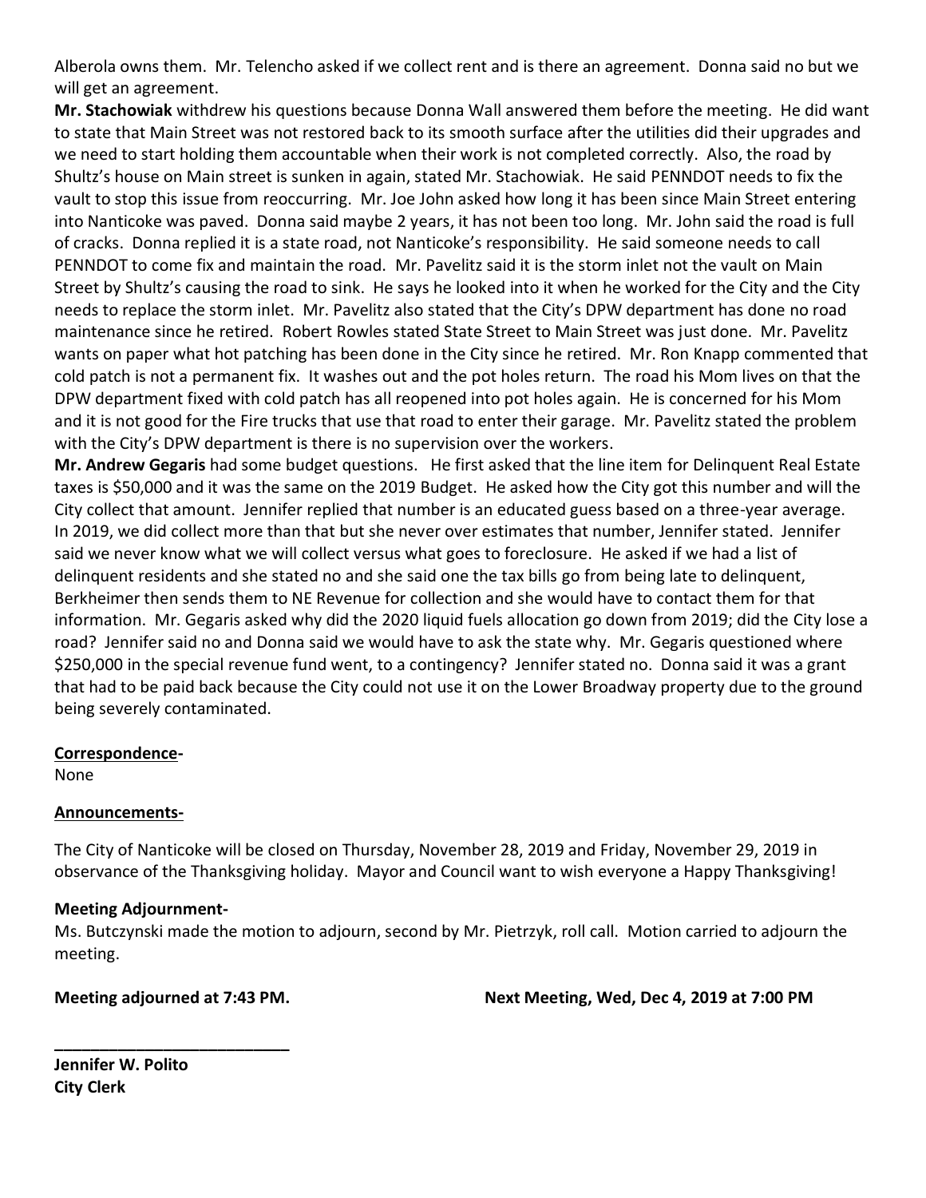Alberola owns them. Mr. Telencho asked if we collect rent and is there an agreement. Donna said no but we will get an agreement.

**Mr. Stachowiak** withdrew his questions because Donna Wall answered them before the meeting. He did want to state that Main Street was not restored back to its smooth surface after the utilities did their upgrades and we need to start holding them accountable when their work is not completed correctly. Also, the road by Shultz's house on Main street is sunken in again, stated Mr. Stachowiak. He said PENNDOT needs to fix the vault to stop this issue from reoccurring. Mr. Joe John asked how long it has been since Main Street entering into Nanticoke was paved. Donna said maybe 2 years, it has not been too long. Mr. John said the road is full of cracks. Donna replied it is a state road, not Nanticoke's responsibility. He said someone needs to call PENNDOT to come fix and maintain the road. Mr. Pavelitz said it is the storm inlet not the vault on Main Street by Shultz's causing the road to sink. He says he looked into it when he worked for the City and the City needs to replace the storm inlet. Mr. Pavelitz also stated that the City's DPW department has done no road maintenance since he retired. Robert Rowles stated State Street to Main Street was just done. Mr. Pavelitz wants on paper what hot patching has been done in the City since he retired. Mr. Ron Knapp commented that cold patch is not a permanent fix. It washes out and the pot holes return. The road his Mom lives on that the DPW department fixed with cold patch has all reopened into pot holes again. He is concerned for his Mom and it is not good for the Fire trucks that use that road to enter their garage. Mr. Pavelitz stated the problem with the City's DPW department is there is no supervision over the workers.

**Mr. Andrew Gegaris** had some budget questions. He first asked that the line item for Delinquent Real Estate taxes is $50,000 and it was the same on the 2019 Budget. He asked how the City got this number and will the City collect that amount. Jennifer replied that number is an educated guess based on a three-year average. In 2019, we did collect more than that but she never over estimates that number, Jennifer stated. Jennifer said we never know what we will collect versus what goes to foreclosure. He asked if we had a list of delinquent residents and she stated no and she said one the tax bills go from being late to delinquent, Berkheimer then sends them to NE Revenue for collection and she would have to contact them for that information. Mr. Gegaris asked why did the 2020 liquid fuels allocation go down from 2019; did the City lose a road? Jennifer said no and Donna said we would have to ask the state why. Mr. Gegaris questioned where $250,000 in the special revenue fund went, to a contingency? Jennifer stated no. Donna said it was a grant that had to be paid back because the City could not use it on the Lower Broadway property due to the ground being severely contaminated.

**Correspondence-**

None

**Announcements-**

The City of Nanticoke will be closed on Thursday, November 28, 2019 and Friday, November 29, 2019 in observance of the Thanksgiving holiday. Mayor and Council want to wish everyone a Happy Thanksgiving!

**Meeting Adjournment-**

Ms. Butczynski made the motion to adjourn, second by Mr. Pietrzyk, roll call. Motion carried to adjourn the meeting.

**Meeting adjourned at 7:43 PM.** **Next Meeting, Wed, Dec 4, 2019 at 7:00 PM**

\_\_\_\_\_\_\_\_\_\_\_\_\_\_\_\_\_\_\_\_\_\_\_\_\_\_\_

**Jennifer W. Polito**
**City Clerk**